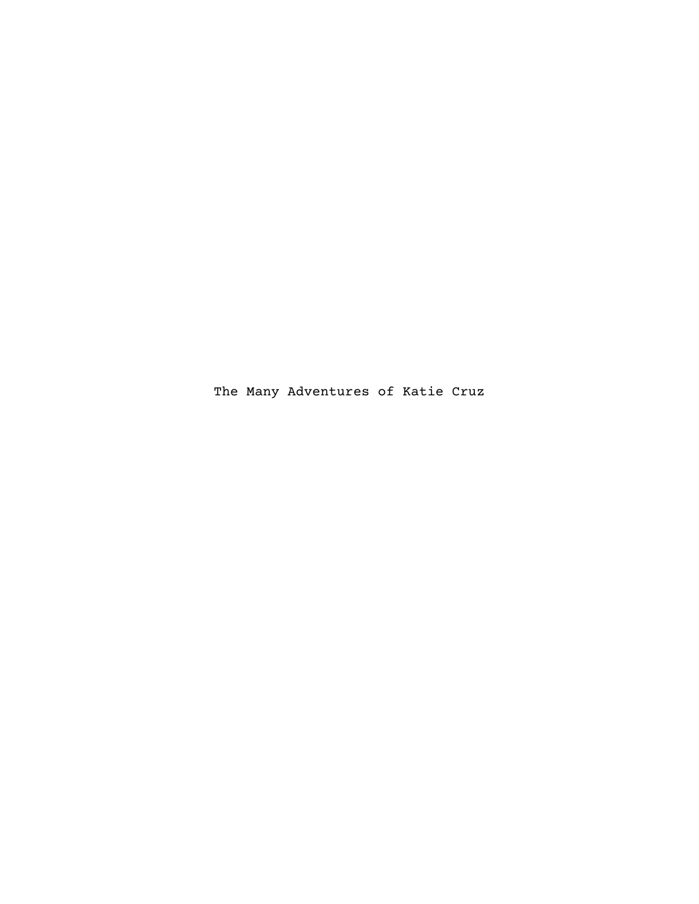# The Many Adventures of Katie Cruz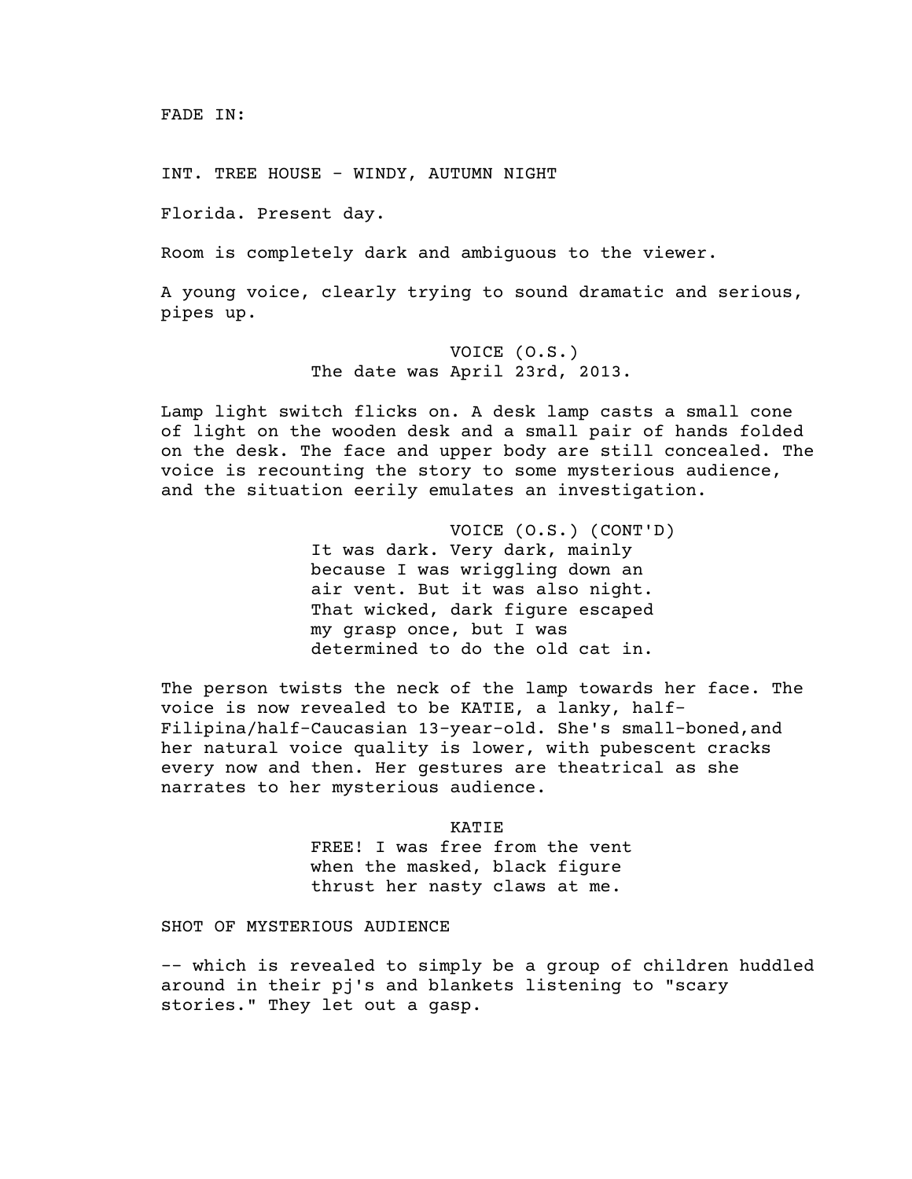FADE IN:

INT. TREE HOUSE - WINDY, AUTUMN NIGHT

Florida. Present day.

Room is completely dark and ambiguous to the viewer.

A young voice, clearly trying to sound dramatic and serious, pipes up.

VOICE (O.S.)
The date was April 23rd, 2013.

Lamp light switch flicks on. A desk lamp casts a small cone of light on the wooden desk and a small pair of hands folded on the desk. The face and upper body are still concealed. The voice is recounting the story to some mysterious audience, and the situation eerily emulates an investigation.

VOICE (O.S.) (CONT'D)
It was dark. Very dark, mainly because I was wriggling down an air vent. But it was also night. That wicked, dark figure escaped my grasp once, but I was determined to do the old cat in.

The person twists the neck of the lamp towards her face. The voice is now revealed to be KATIE, a lanky, half-Filipina/half-Caucasian 13-year-old. She's small-boned,and her natural voice quality is lower, with pubescent cracks every now and then. Her gestures are theatrical as she narrates to her mysterious audience.

KATIE
FREE! I was free from the vent when the masked, black figure thrust her nasty claws at me.

SHOT OF MYSTERIOUS AUDIENCE

-- which is revealed to simply be a group of children huddled around in their pj's and blankets listening to "scary stories." They let out a gasp.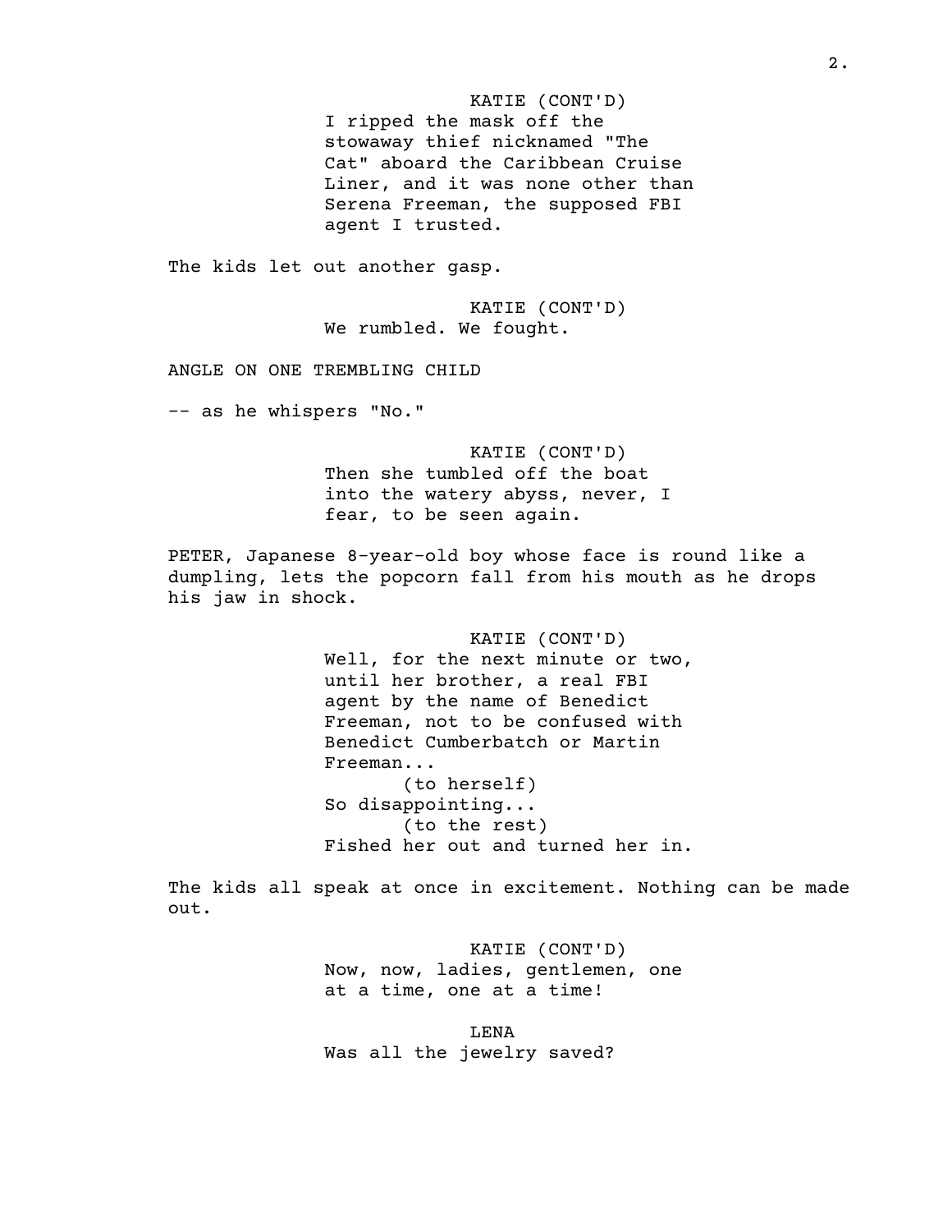KATIE (CONT'D)
I ripped the mask off the stowaway thief nicknamed "The Cat" aboard the Caribbean Cruise Liner, and it was none other than Serena Freeman, the supposed FBI agent I trusted.

The kids let out another gasp.

KATIE (CONT'D)
We rumbled. We fought.

ANGLE ON ONE TREMBLING CHILD

-- as he whispers "No."

KATIE (CONT'D)
Then she tumbled off the boat into the watery abyss, never, I fear, to be seen again.

PETER, Japanese 8-year-old boy whose face is round like a dumpling, lets the popcorn fall from his mouth as he drops his jaw in shock.

KATIE (CONT'D)
Well, for the next minute or two, until her brother, a real FBI agent by the name of Benedict Freeman, not to be confused with Benedict Cumberbatch or Martin Freeman...
(to herself)
So disappointing...
(to the rest)
Fished her out and turned her in.

The kids all speak at once in excitement. Nothing can be made out.

KATIE (CONT'D)
Now, now, ladies, gentlemen, one at a time, one at a time!

LENA
Was all the jewelry saved?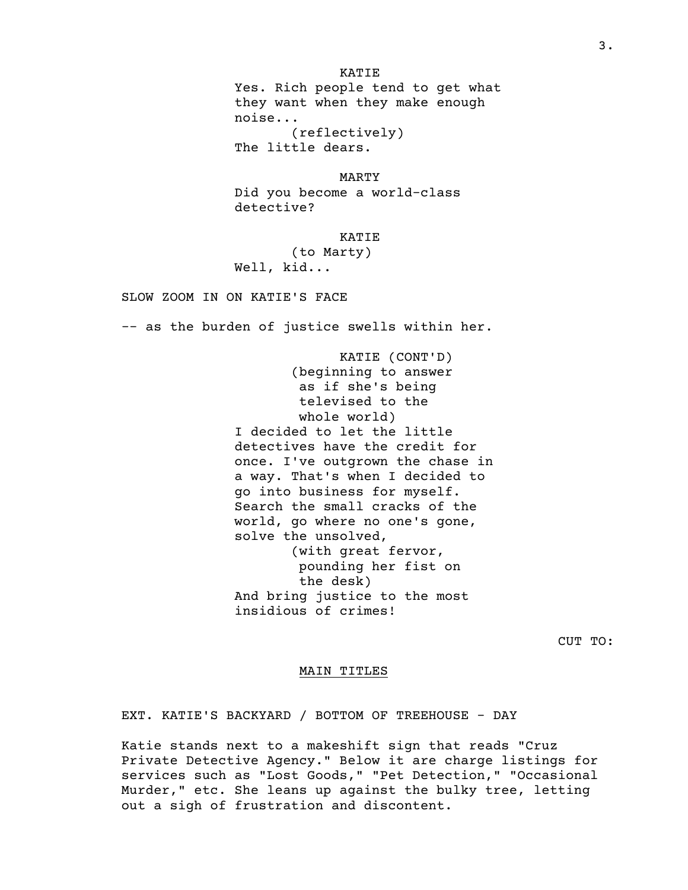KATIE

Yes. Rich people tend to get what they want when they make enough noise...

(reflectively)

The little dears.

MARTY

Did you become a world-class detective?

KATIE

(to Marty)

Well, kid...

SLOW ZOOM IN ON KATIE'S FACE

-- as the burden of justice swells within her.

KATIE (CONT'D)

(beginning to answer as if she's being televised to the whole world)

I decided to let the little detectives have the credit for once. I've outgrown the chase in a way. That's when I decided to go into business for myself. Search the small cracks of the world, go where no one's gone, solve the unsolved,

(with great fervor, pounding her fist on the desk)

And bring justice to the most insidious of crimes!

CUT TO:

<u>MAIN TITLES</u>

EXT. KATIE'S BACKYARD / BOTTOM OF TREEHOUSE - DAY

Katie stands next to a makeshift sign that reads "Cruz Private Detective Agency." Below it are charge listings for services such as "Lost Goods," "Pet Detection," "Occasional Murder," etc. She leans up against the bulky tree, letting out a sigh of frustration and discontent.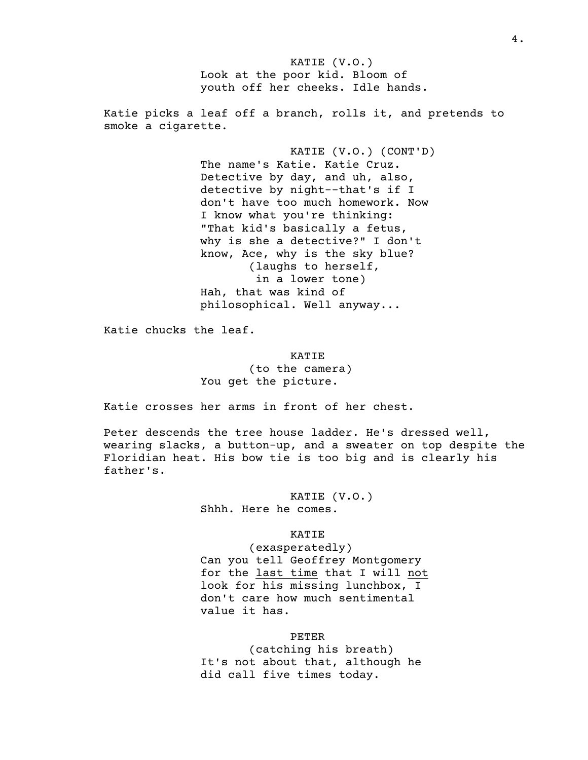KATIE (V.O.)
Look at the poor kid. Bloom of youth off her cheeks. Idle hands.

Katie picks a leaf off a branch, rolls it, and pretends to smoke a cigarette.

KATIE (V.O.) (CONT'D)
The name's Katie. Katie Cruz. Detective by day, and uh, also, detective by night--that's if I don't have too much homework. Now I know what you're thinking: "That kid's basically a fetus, why is she a detective?" I don't know, Ace, why is the sky blue?
(laughs to herself, in a lower tone)
Hah, that was kind of philosophical. Well anyway...

Katie chucks the leaf.

KATIE
(to the camera)
You get the picture.

Katie crosses her arms in front of her chest.

Peter descends the tree house ladder. He's dressed well, wearing slacks, a button-up, and a sweater on top despite the Floridian heat. His bow tie is too big and is clearly his father's.

KATIE (V.O.)
Shhh. Here he comes.

KATIE
(exasperatedly)
Can you tell Geoffrey Montgomery for the <u>last time</u> that I will <u>not</u> look for his missing lunchbox, I don't care how much sentimental value it has.

PETER
(catching his breath)
It's not about that, although he did call five times today.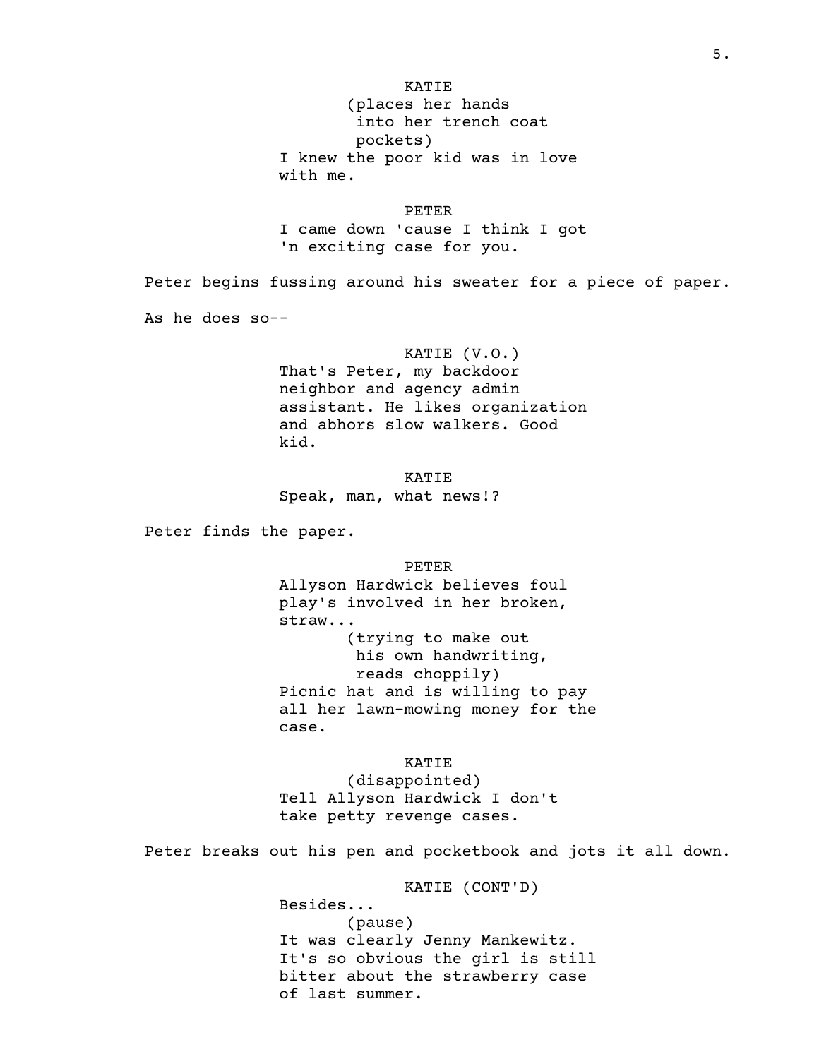KATIE
(places her hands into her trench coat pockets)
I knew the poor kid was in love with me.

PETER
I came down 'cause I think I got 'n exciting case for you.

Peter begins fussing around his sweater for a piece of paper.

As he does so--

KATIE (V.O.)
That's Peter, my backdoor neighbor and agency admin assistant. He likes organization and abhors slow walkers. Good kid.

KATIE
Speak, man, what news!?

Peter finds the paper.

PETER
Allyson Hardwick believes foul play's involved in her broken, straw...
(trying to make out his own handwriting, reads choppily)
Picnic hat and is willing to pay all her lawn-mowing money for the case.

KATIE
(disappointed)
Tell Allyson Hardwick I don't take petty revenge cases.

Peter breaks out his pen and pocketbook and jots it all down.

KATIE (CONT'D)
Besides...
(pause)
It was clearly Jenny Mankewitz. It's so obvious the girl is still bitter about the strawberry case of last summer.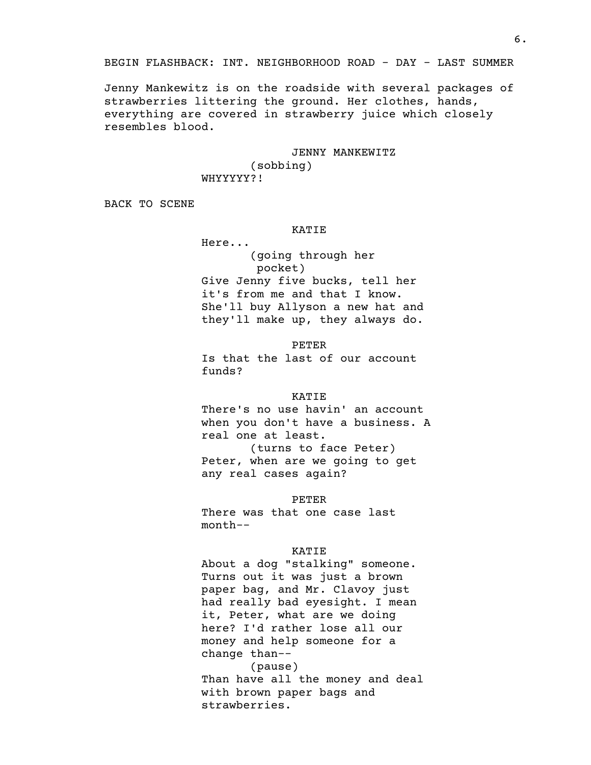BEGIN FLASHBACK: INT. NEIGHBORHOOD ROAD - DAY - LAST SUMMER

Jenny Mankewitz is on the roadside with several packages of strawberries littering the ground. Her clothes, hands, everything are covered in strawberry juice which closely resembles blood.

JENNY MANKEWITZ
(sobbing)
WHYYYYY?!

BACK TO SCENE

KATIE
Here...
(going through her pocket)
Give Jenny five bucks, tell her it's from me and that I know. She'll buy Allyson a new hat and they'll make up, they always do.

PETER
Is that the last of our account funds?

KATIE
There's no use havin' an account when you don't have a business. A real one at least.
(turns to face Peter)
Peter, when are we going to get any real cases again?

PETER
There was that one case last month--

KATIE
About a dog "stalking" someone. Turns out it was just a brown paper bag, and Mr. Clavoy just had really bad eyesight. I mean it, Peter, what are we doing here? I'd rather lose all our money and help someone for a change than--
(pause)
Than have all the money and deal with brown paper bags and strawberries.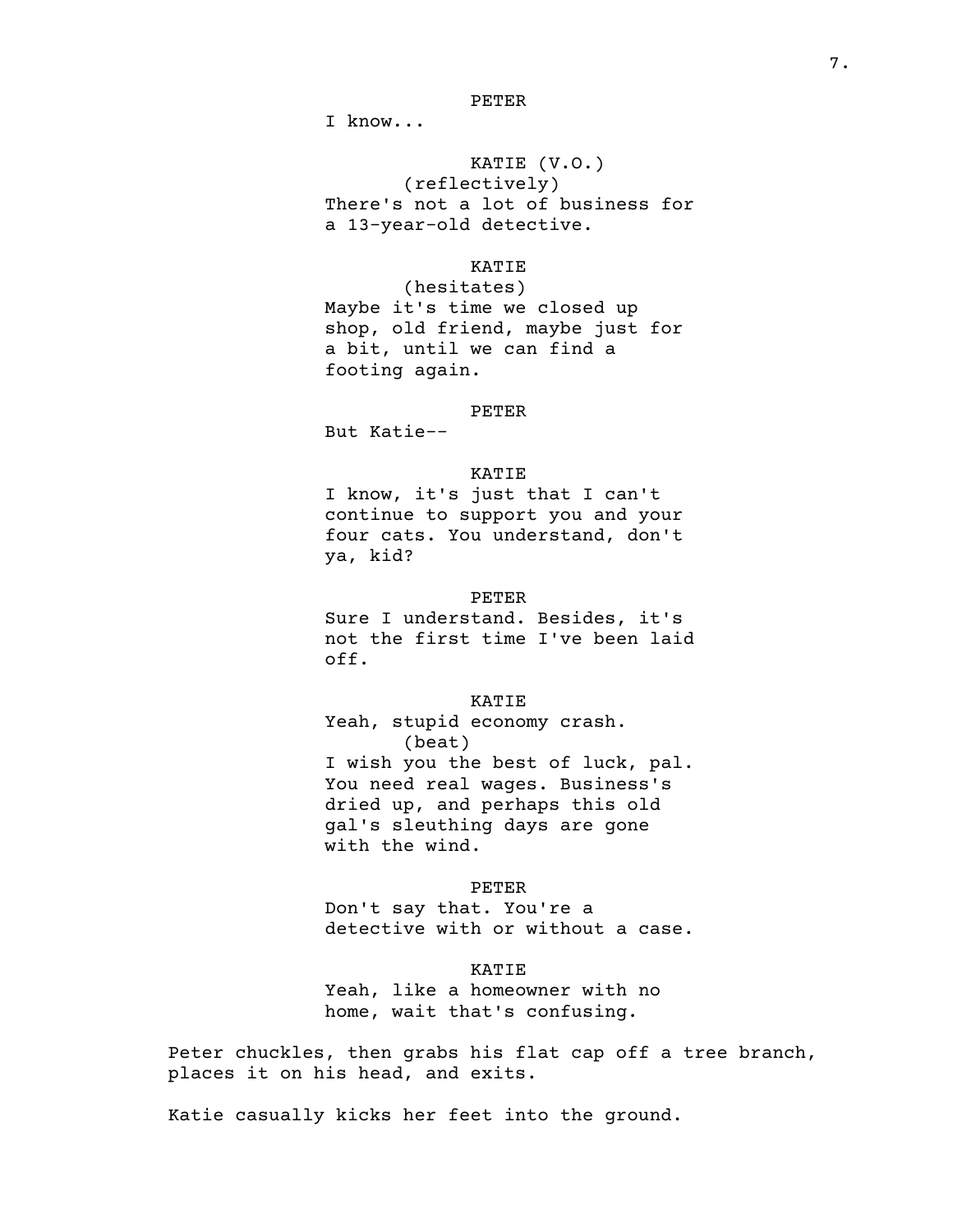PETER

I know...

KATIE (V.O.)

(reflectively)

There's not a lot of business for a 13-year-old detective.

KATIE

(hesitates)

Maybe it's time we closed up shop, old friend, maybe just for a bit, until we can find a footing again.

PETER

But Katie--

KATIE

I know, it's just that I can't continue to support you and your four cats. You understand, don't ya, kid?

PETER

Sure I understand. Besides, it's not the first time I've been laid off.

KATIE

Yeah, stupid economy crash.

(beat)

I wish you the best of luck, pal. You need real wages. Business's dried up, and perhaps this old gal's sleuthing days are gone with the wind.

PETER

Don't say that. You're a detective with or without a case.

KATIE

Yeah, like a homeowner with no home, wait that's confusing.

Peter chuckles, then grabs his flat cap off a tree branch, places it on his head, and exits.

Katie casually kicks her feet into the ground.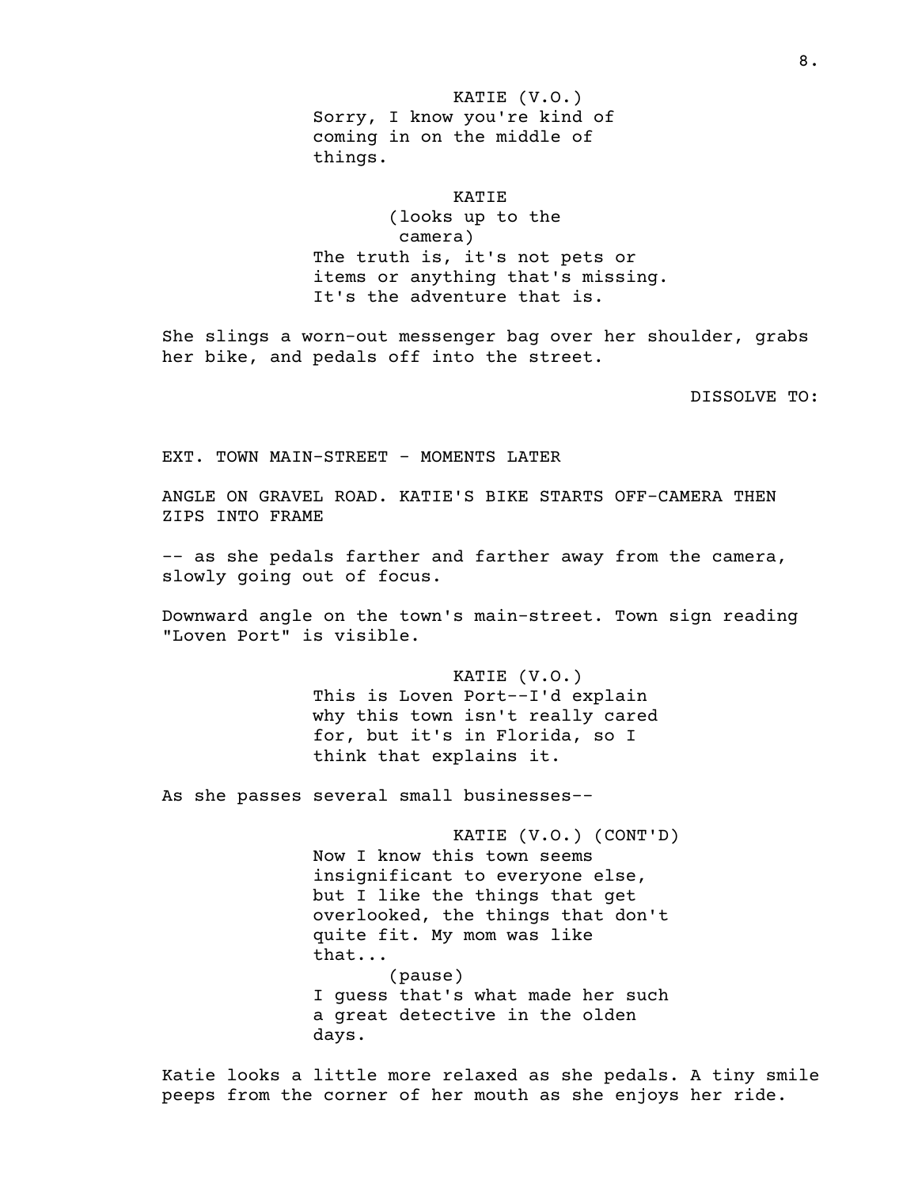KATIE (V.O.)
Sorry, I know you're kind of coming in on the middle of things.

KATIE
(looks up to the camera)
The truth is, it's not pets or items or anything that's missing. It's the adventure that is.

She slings a worn-out messenger bag over her shoulder, grabs her bike, and pedals off into the street.

DISSOLVE TO:

EXT. TOWN MAIN-STREET - MOMENTS LATER

ANGLE ON GRAVEL ROAD. KATIE'S BIKE STARTS OFF-CAMERA THEN ZIPS INTO FRAME

-- as she pedals farther and farther away from the camera, slowly going out of focus.

Downward angle on the town's main-street. Town sign reading "Loven Port" is visible.

KATIE (V.O.)
This is Loven Port--I'd explain why this town isn't really cared for, but it's in Florida, so I think that explains it.

As she passes several small businesses--

KATIE (V.O.) (CONT'D)
Now I know this town seems insignificant to everyone else, but I like the things that get overlooked, the things that don't quite fit. My mom was like that...
(pause)
I guess that's what made her such a great detective in the olden days.

Katie looks a little more relaxed as she pedals. A tiny smile peeps from the corner of her mouth as she enjoys her ride.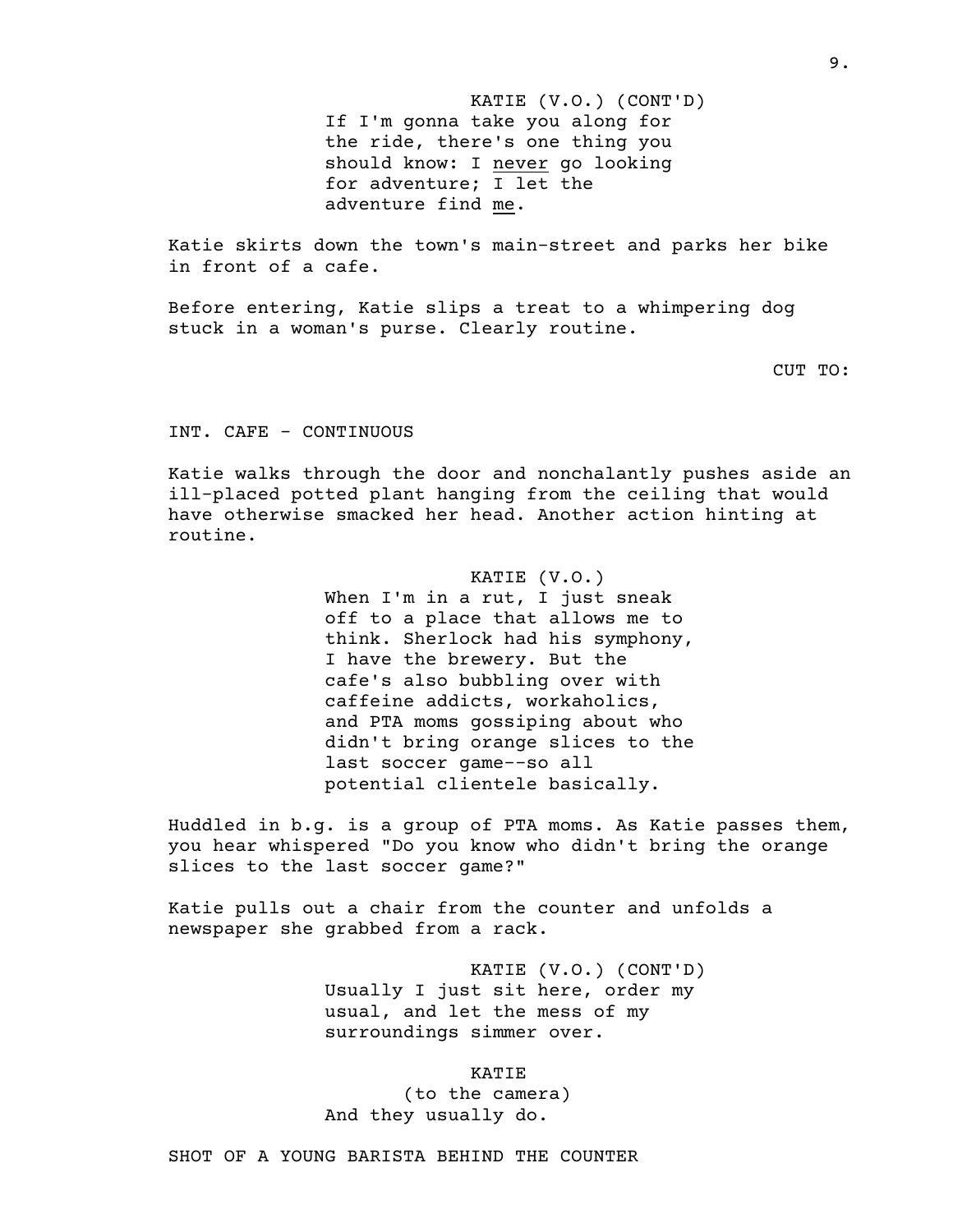KATIE (V.O.) (CONT'D)
If I'm gonna take you along for the ride, there's one thing you should know: I <u>never</u> go looking for adventure; I let the adventure find <u>me</u>.

Katie skirts down the town's main-street and parks her bike in front of a cafe.

Before entering, Katie slips a treat to a whimpering dog stuck in a woman's purse. Clearly routine.

CUT TO:

INT. CAFE - CONTINUOUS

Katie walks through the door and nonchalantly pushes aside an ill-placed potted plant hanging from the ceiling that would have otherwise smacked her head. Another action hinting at routine.

KATIE (V.O.)
When I'm in a rut, I just sneak off to a place that allows me to think. Sherlock had his symphony, I have the brewery. But the cafe's also bubbling over with caffeine addicts, workaholics, and PTA moms gossiping about who didn't bring orange slices to the last soccer game--so all potential clientele basically.

Huddled in b.g. is a group of PTA moms. As Katie passes them, you hear whispered "Do you know who didn't bring the orange slices to the last soccer game?"

Katie pulls out a chair from the counter and unfolds a newspaper she grabbed from a rack.

KATIE (V.O.) (CONT'D)
Usually I just sit here, order my usual, and let the mess of my surroundings simmer over.

KATIE
(to the camera)
And they usually do.

SHOT OF A YOUNG BARISTA BEHIND THE COUNTER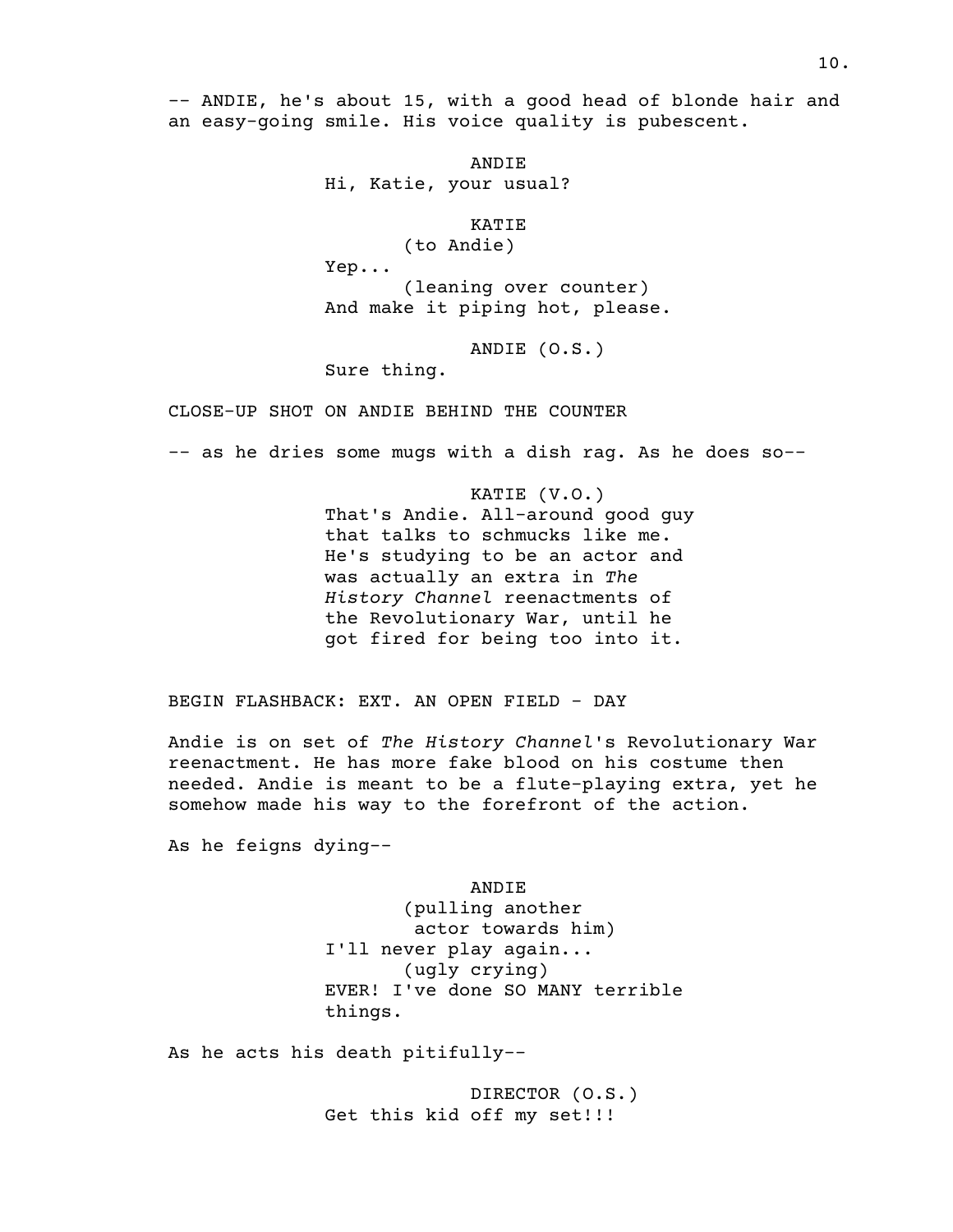-- ANDIE, he's about 15, with a good head of blonde hair and an easy-going smile. His voice quality is pubescent.

ANDIE
Hi, Katie, your usual?

KATIE
(to Andie)
Yep...
(leaning over counter)
And make it piping hot, please.

ANDIE (O.S.)
Sure thing.

CLOSE-UP SHOT ON ANDIE BEHIND THE COUNTER

-- as he dries some mugs with a dish rag. As he does so--

KATIE (V.O.)
That's Andie. All-around good guy that talks to schmucks like me. He's studying to be an actor and was actually an extra in *The History Channel* reenactments of the Revolutionary War, until he got fired for being too into it.

BEGIN FLASHBACK: EXT. AN OPEN FIELD - DAY

Andie is on set of *The History Channel*'s Revolutionary War reenactment. He has more fake blood on his costume then needed. Andie is meant to be a flute-playing extra, yet he somehow made his way to the forefront of the action.

As he feigns dying--

ANDIE
(pulling another actor towards him)
I'll never play again...
(ugly crying)
EVER! I've done SO MANY terrible things.

As he acts his death pitifully--

DIRECTOR (O.S.)
Get this kid off my set!!!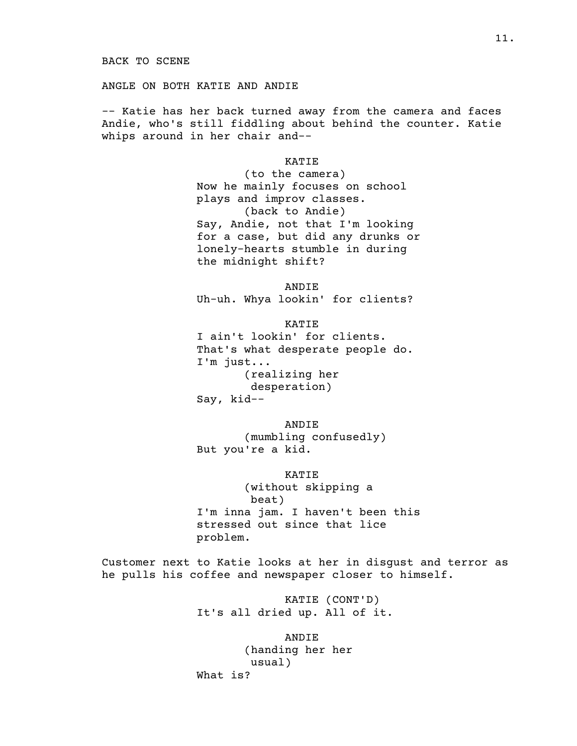BACK TO SCENE

ANGLE ON BOTH KATIE AND ANDIE

-- Katie has her back turned away from the camera and faces Andie, who's still fiddling about behind the counter. Katie whips around in her chair and--

KATIE
(to the camera)
Now he mainly focuses on school plays and improv classes.
(back to Andie)
Say, Andie, not that I'm looking for a case, but did any drunks or lonely-hearts stumble in during the midnight shift?

ANDIE
Uh-uh. Whya lookin' for clients?

KATIE
I ain't lookin' for clients. That's what desperate people do. I'm just...
(realizing her desperation)
Say, kid--

ANDIE
(mumbling confusedly)
But you're a kid.

KATIE
(without skipping a beat)
I'm inna jam. I haven't been this stressed out since that lice problem.

Customer next to Katie looks at her in disgust and terror as he pulls his coffee and newspaper closer to himself.

KATIE (CONT'D)
It's all dried up. All of it.

ANDIE
(handing her her usual)
What is?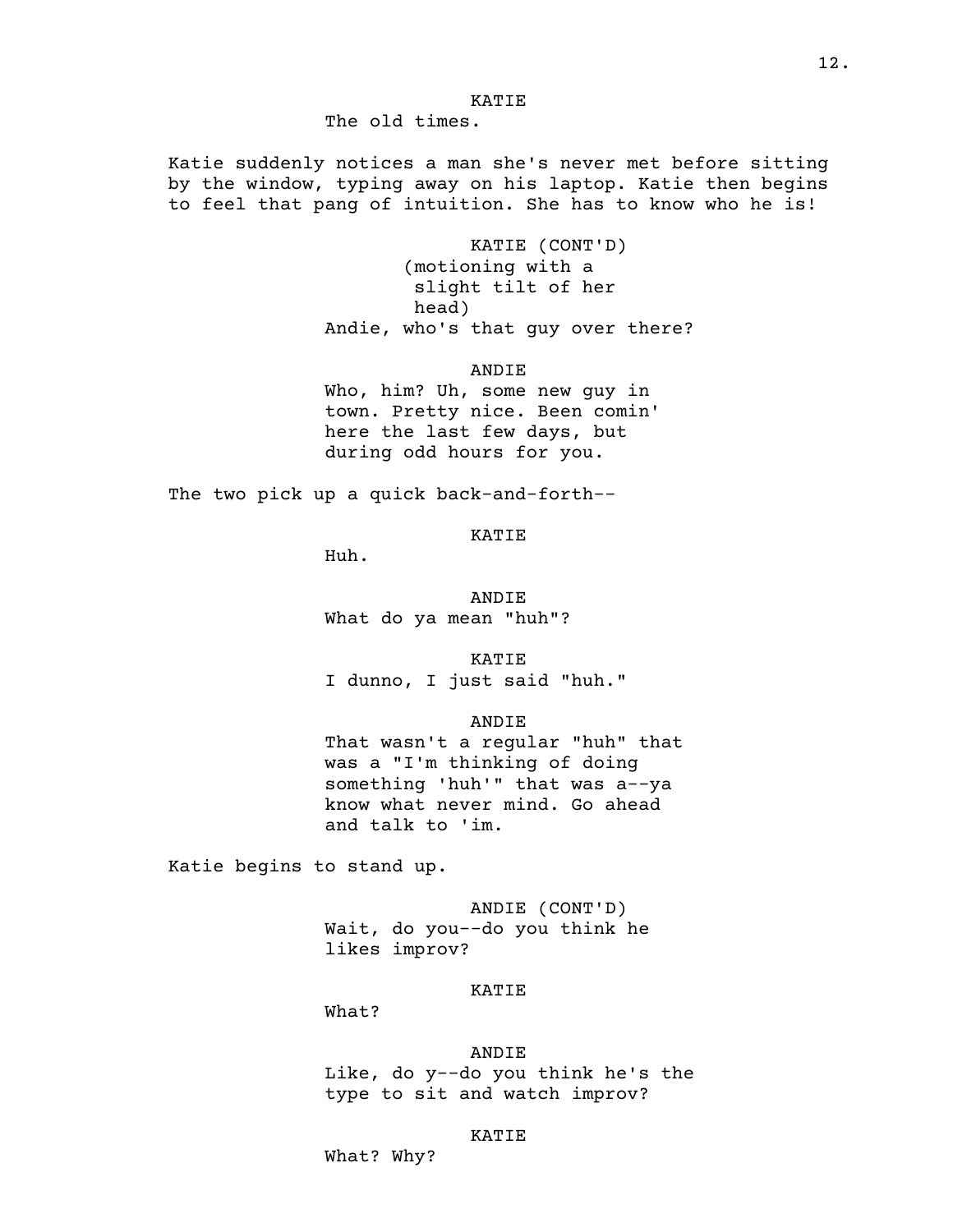KATIE

The old times.

Katie suddenly notices a man she's never met before sitting by the window, typing away on his laptop. Katie then begins to feel that pang of intuition. She has to know who he is!

KATIE (CONT'D)

(motioning with a slight tilt of her head)

Andie, who's that guy over there?

ANDIE

Who, him? Uh, some new guy in town. Pretty nice. Been comin' here the last few days, but during odd hours for you.

The two pick up a quick back-and-forth--

KATIE

Huh.

ANDIE

What do ya mean "huh"?

KATIE

I dunno, I just said "huh."

ANDIE

That wasn't a regular "huh" that was a "I'm thinking of doing something 'huh'" that was a--ya know what never mind. Go ahead and talk to 'im.

Katie begins to stand up.

ANDIE (CONT'D)

Wait, do you--do you think he likes improv?

KATIE

What?

ANDIE

Like, do y--do you think he's the type to sit and watch improv?

KATIE

What? Why?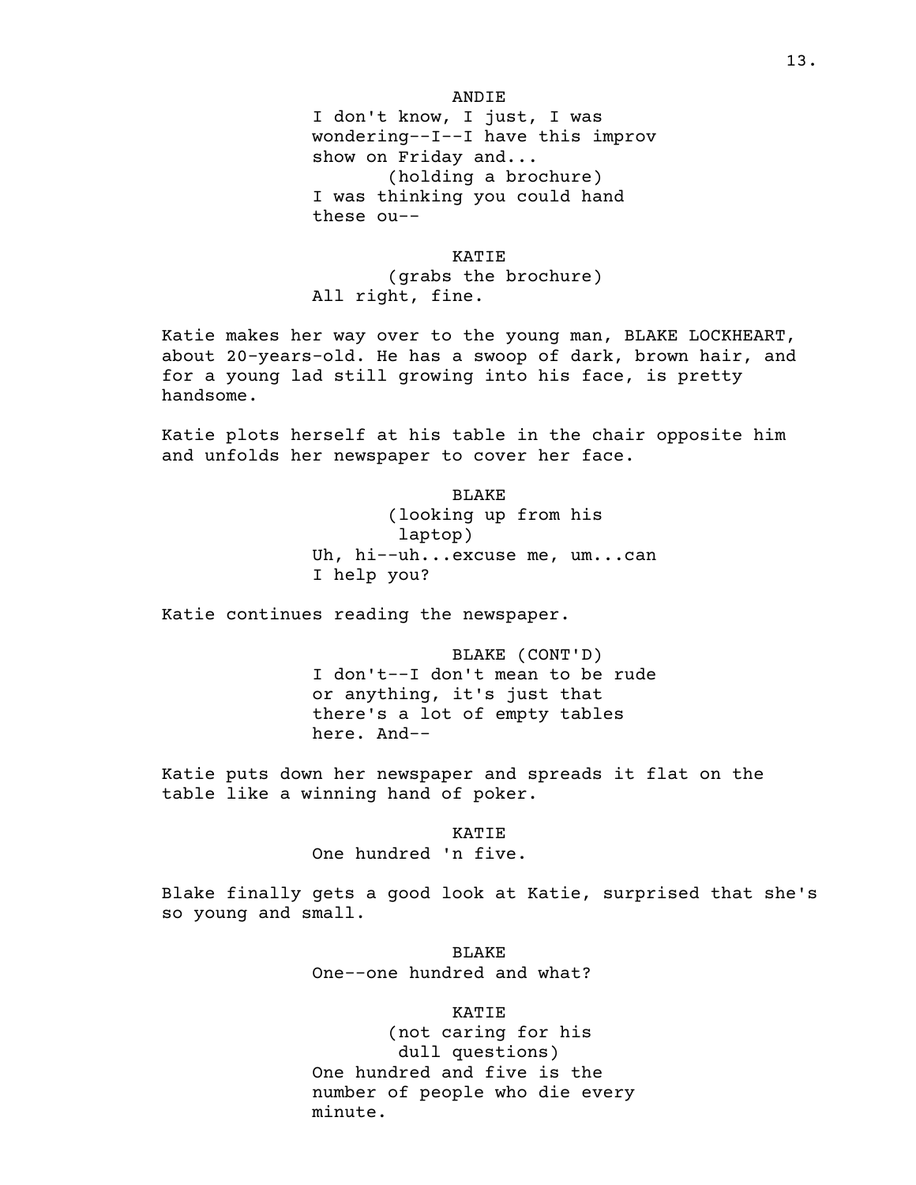ANDIE
I don't know, I just, I was wondering--I--I have this improv show on Friday and...
(holding a brochure)
I was thinking you could hand these ou--

KATIE
(grabs the brochure)
All right, fine.

Katie makes her way over to the young man, BLAKE LOCKHEART, about 20-years-old. He has a swoop of dark, brown hair, and for a young lad still growing into his face, is pretty handsome.

Katie plots herself at his table in the chair opposite him and unfolds her newspaper to cover her face.

BLAKE
(looking up from his laptop)
Uh, hi--uh...excuse me, um...can I help you?

Katie continues reading the newspaper.

BLAKE (CONT'D)
I don't--I don't mean to be rude or anything, it's just that there's a lot of empty tables here. And--

Katie puts down her newspaper and spreads it flat on the table like a winning hand of poker.

KATIE
One hundred 'n five.

Blake finally gets a good look at Katie, surprised that she's so young and small.

BLAKE
One--one hundred and what?

KATIE
(not caring for his dull questions)
One hundred and five is the number of people who die every minute.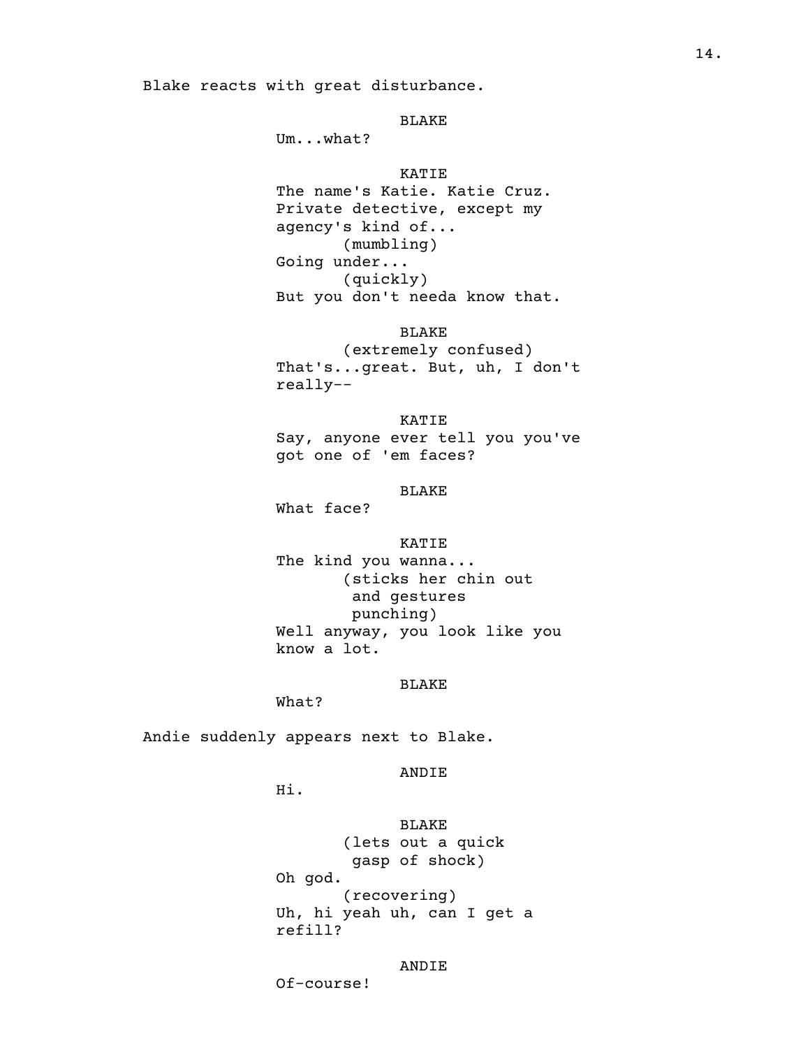Blake reacts with great disturbance.

BLAKE

Um...what?

KATIE

The name's Katie. Katie Cruz. Private detective, except my agency's kind of...

(mumbling)

Going under...

(quickly)

But you don't needa know that.

BLAKE

(extremely confused)

That's...great. But, uh, I don't really--

KATIE

Say, anyone ever tell you you've got one of 'em faces?

BLAKE

What face?

KATIE

The kind you wanna...

(sticks her chin out and gestures punching)

Well anyway, you look like you know a lot.

BLAKE

What?

Andie suddenly appears next to Blake.

ANDIE

Hi.

BLAKE

(lets out a quick gasp of shock)

Oh god.

(recovering)

Uh, hi yeah uh, can I get a refill?

ANDIE

Of-course!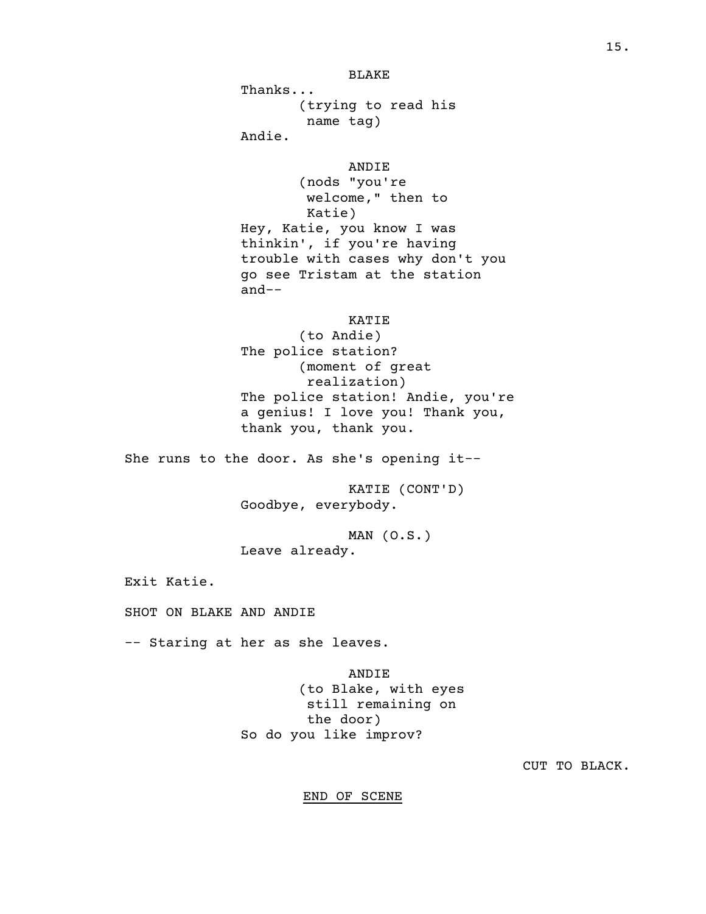BLAKE

Thanks...

(trying to read his name tag)

Andie.

ANDIE

(nods "you're welcome," then to Katie)

Hey, Katie, you know I was thinkin', if you're having trouble with cases why don't you go see Tristam at the station and--

KATIE

(to Andie)

The police station?

(moment of great realization)

The police station! Andie, you're a genius! I love you! Thank you, thank you, thank you.

She runs to the door. As she's opening it--

KATIE (CONT'D)

Goodbye, everybody.

MAN (O.S.)

Leave already.

Exit Katie.

SHOT ON BLAKE AND ANDIE

-- Staring at her as she leaves.

ANDIE

(to Blake, with eyes still remaining on the door)

So do you like improv?

CUT TO BLACK.

<u>END OF SCENE</u>